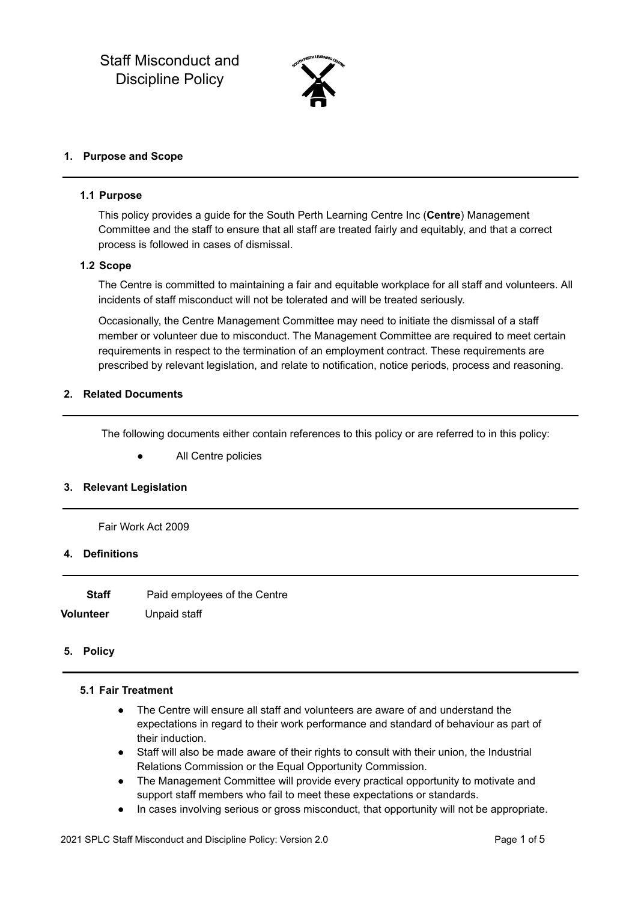# Staff Misconduct and Discipline Policy

## 1. Purpose and Scope

### 1.1 Purpose

This policy provides a guide for the South Perth Learning Centre Inc (**Centre**) Management Committee and the staff to ensure that all staff are treated fairly and equitably, and that a correct process is followed in cases of dismissal.

### 1.2 Scope

The Centre is committed to maintaining a fair and equitable workplace for all staff and volunteers. All incidents of staff misconduct will not be tolerated and will be treated seriously.

Occasionally, the Centre Management Committee may need to initiate the dismissal of a staff member or volunteer due to misconduct. The Management Committee are required to meet certain requirements in respect to the termination of an employment contract. These requirements are prescribed by relevant legislation, and relate to notification, notice periods, process and reasoning.

## 2. Related Documents

The following documents either contain references to this policy or are referred to in this policy:

- All Centre policies

## 3. Relevant Legislation

Fair Work Act 2009

## 4. Definitions

| | |
|---|---|
| **Staff** | Paid employees of the Centre |
| **Volunteer** | Unpaid staff |

## 5. Policy

### 5.1 Fair Treatment

- The Centre will ensure all staff and volunteers are aware of and understand the expectations in regard to their work performance and standard of behaviour as part of their induction.
- Staff will also be made aware of their rights to consult with their union, the Industrial Relations Commission or the Equal Opportunity Commission.
- The Management Committee will provide every practical opportunity to motivate and support staff members who fail to meet these expectations or standards.
- In cases involving serious or gross misconduct, that opportunity will not be appropriate.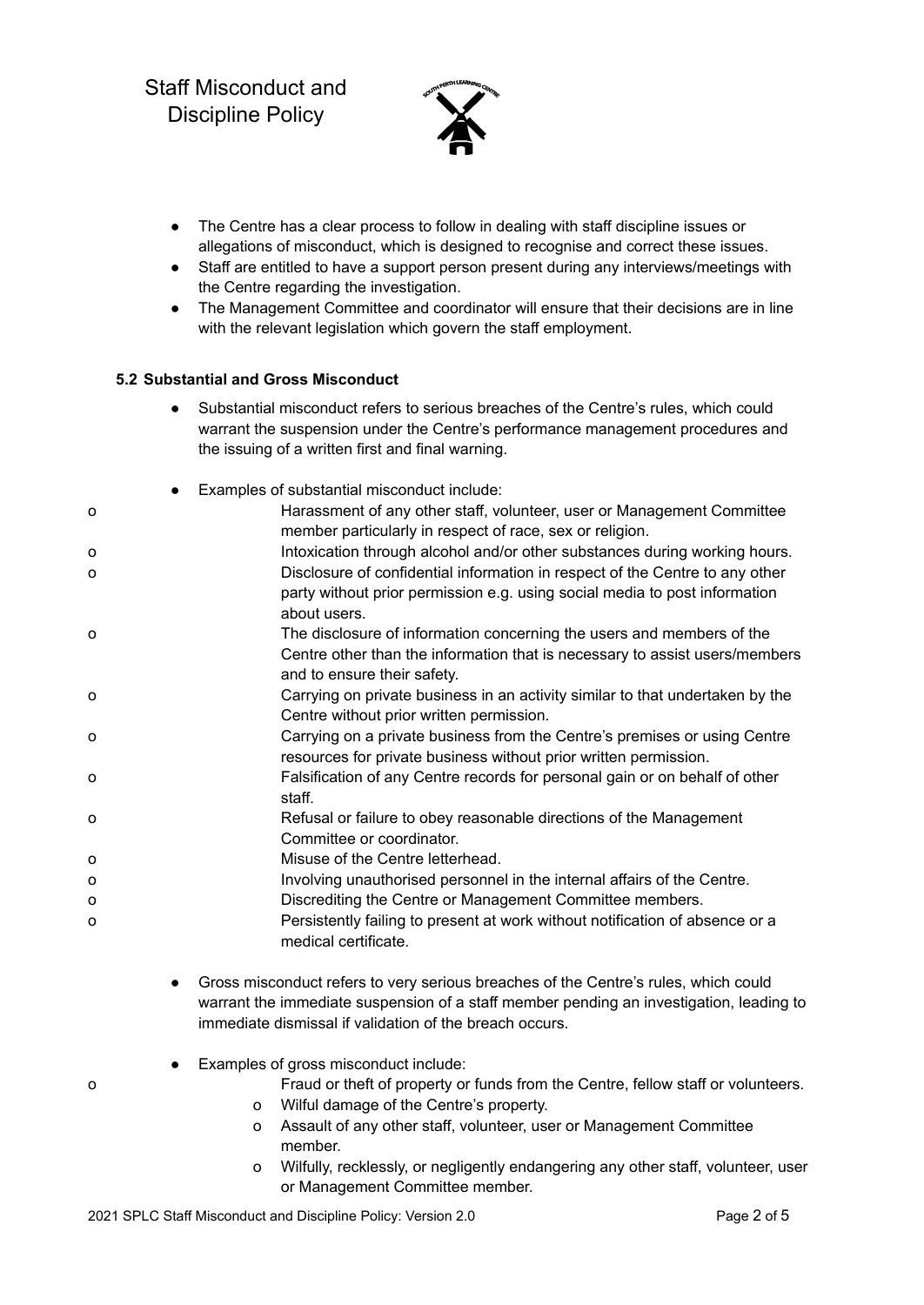- The Centre has a clear process to follow in dealing with staff discipline issues or allegations of misconduct, which is designed to recognise and correct these issues.
- Staff are entitled to have a support person present during any interviews/meetings with the Centre regarding the investigation.
- The Management Committee and coordinator will ensure that their decisions are in line with the relevant legislation which govern the staff employment.

### 5.2 Substantial and Gross Misconduct

- Substantial misconduct refers to serious breaches of the Centre's rules, which could warrant the suspension under the Centre's performance management procedures and the issuing of a written first and final warning.
- Examples of substantial misconduct include:
    - Harassment of any other staff, volunteer, user or Management Committee member particularly in respect of race, sex or religion.
    - Intoxication through alcohol and/or other substances during working hours.
    - Disclosure of confidential information in respect of the Centre to any other party without prior permission e.g. using social media to post information about users.
    - The disclosure of information concerning the users and members of the Centre other than the information that is necessary to assist users/members and to ensure their safety.
    - Carrying on private business in an activity similar to that undertaken by the Centre without prior written permission.
    - Carrying on a private business from the Centre's premises or using Centre resources for private business without prior written permission.
    - Falsification of any Centre records for personal gain or on behalf of other staff.
    - Refusal or failure to obey reasonable directions of the Management Committee or coordinator.
    - Misuse of the Centre letterhead.
    - Involving unauthorised personnel in the internal affairs of the Centre.
    - Discrediting the Centre or Management Committee members.
    - Persistently failing to present at work without notification of absence or a medical certificate.
- Gross misconduct refers to very serious breaches of the Centre's rules, which could warrant the immediate suspension of a staff member pending an investigation, leading to immediate dismissal if validation of the breach occurs.
- Examples of gross misconduct include:
    - Fraud or theft of property or funds from the Centre, fellow staff or volunteers.
    - Wilful damage of the Centre's property.
    - Assault of any other staff, volunteer, user or Management Committee member.
    - Wilfully, recklessly, or negligently endangering any other staff, volunteer, user or Management Committee member.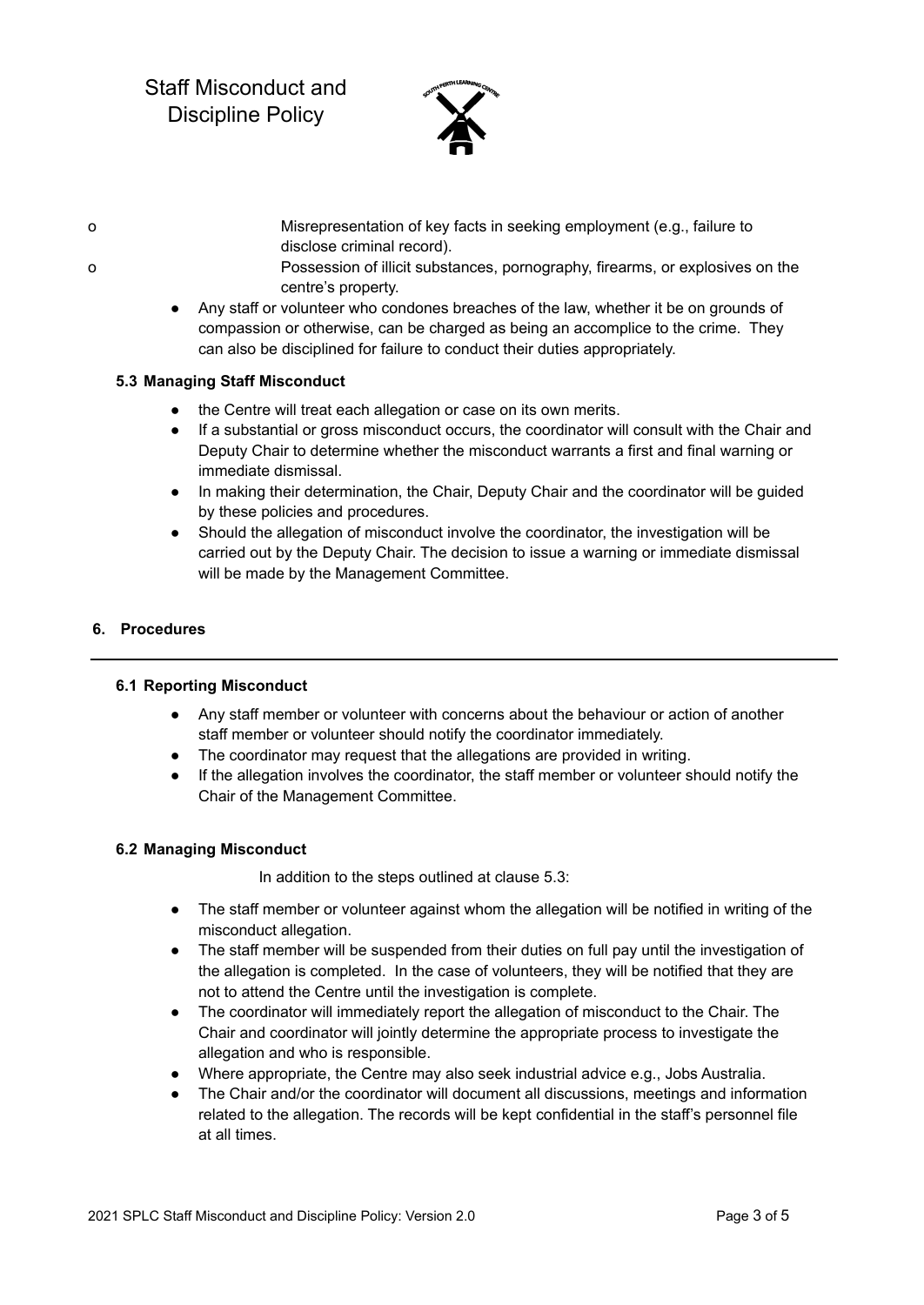- Misrepresentation of key facts in seeking employment (e.g., failure to disclose criminal record).
- Possession of illicit substances, pornography, firearms, or explosives on the centre's property.

- Any staff or volunteer who condones breaches of the law, whether it be on grounds of compassion or otherwise, can be charged as being an accomplice to the crime. They can also be disciplined for failure to conduct their duties appropriately.

### 5.3 Managing Staff Misconduct

- the Centre will treat each allegation or case on its own merits.
- If a substantial or gross misconduct occurs, the coordinator will consult with the Chair and Deputy Chair to determine whether the misconduct warrants a first and final warning or immediate dismissal.
- In making their determination, the Chair, Deputy Chair and the coordinator will be guided by these policies and procedures.
- Should the allegation of misconduct involve the coordinator, the investigation will be carried out by the Deputy Chair. The decision to issue a warning or immediate dismissal will be made by the Management Committee.

## 6. Procedures

### 6.1 Reporting Misconduct

- Any staff member or volunteer with concerns about the behaviour or action of another staff member or volunteer should notify the coordinator immediately.
- The coordinator may request that the allegations are provided in writing.
- If the allegation involves the coordinator, the staff member or volunteer should notify the Chair of the Management Committee.

### 6.2 Managing Misconduct

In addition to the steps outlined at clause 5.3:

- The staff member or volunteer against whom the allegation will be notified in writing of the misconduct allegation.
- The staff member will be suspended from their duties on full pay until the investigation of the allegation is completed. In the case of volunteers, they will be notified that they are not to attend the Centre until the investigation is complete.
- The coordinator will immediately report the allegation of misconduct to the Chair. The Chair and coordinator will jointly determine the appropriate process to investigate the allegation and who is responsible.
- Where appropriate, the Centre may also seek industrial advice e.g., Jobs Australia.
- The Chair and/or the coordinator will document all discussions, meetings and information related to the allegation. The records will be kept confidential in the staff's personnel file at all times.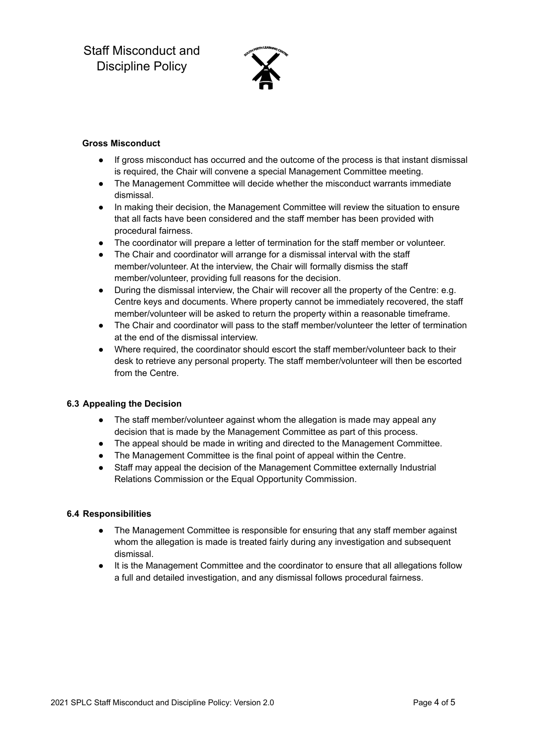**Gross Misconduct**

- If gross misconduct has occurred and the outcome of the process is that instant dismissal is required, the Chair will convene a special Management Committee meeting.
- The Management Committee will decide whether the misconduct warrants immediate dismissal.
- In making their decision, the Management Committee will review the situation to ensure that all facts have been considered and the staff member has been provided with procedural fairness.
- The coordinator will prepare a letter of termination for the staff member or volunteer.
- The Chair and coordinator will arrange for a dismissal interval with the staff member/volunteer. At the interview, the Chair will formally dismiss the staff member/volunteer, providing full reasons for the decision.
- During the dismissal interview, the Chair will recover all the property of the Centre: e.g. Centre keys and documents. Where property cannot be immediately recovered, the staff member/volunteer will be asked to return the property within a reasonable timeframe.
- The Chair and coordinator will pass to the staff member/volunteer the letter of termination at the end of the dismissal interview.
- Where required, the coordinator should escort the staff member/volunteer back to their desk to retrieve any personal property. The staff member/volunteer will then be escorted from the Centre.

### 6.3 Appealing the Decision

- The staff member/volunteer against whom the allegation is made may appeal any decision that is made by the Management Committee as part of this process.
- The appeal should be made in writing and directed to the Management Committee.
- The Management Committee is the final point of appeal within the Centre.
- Staff may appeal the decision of the Management Committee externally Industrial Relations Commission or the Equal Opportunity Commission.

### 6.4 Responsibilities

- The Management Committee is responsible for ensuring that any staff member against whom the allegation is made is treated fairly during any investigation and subsequent dismissal.
- It is the Management Committee and the coordinator to ensure that all allegations follow a full and detailed investigation, and any dismissal follows procedural fairness.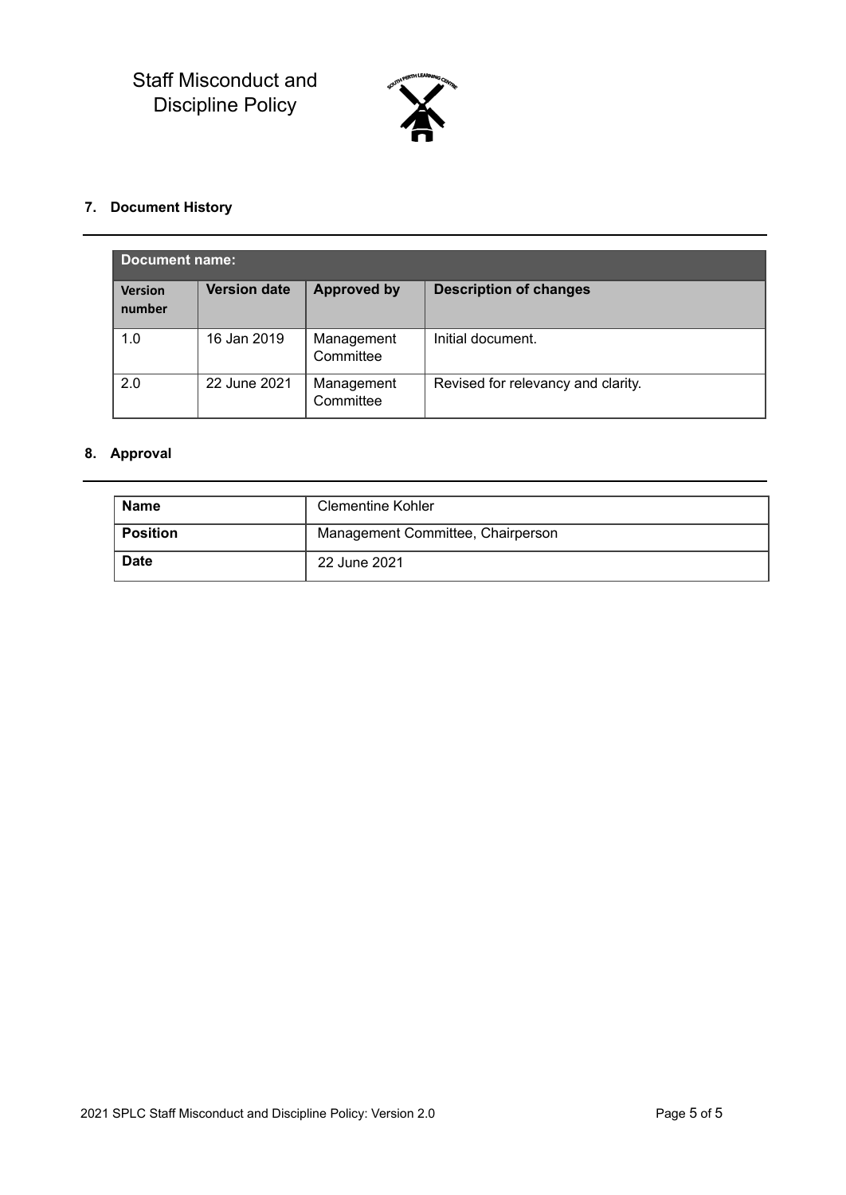## 7. Document History

| Document name: | | | |
|---|---|---|---|
| **Version number** | **Version date** | **Approved by** | **Description of changes** |
| 1.0 | 16 Jan 2019 | Management Committee | Initial document. |
| 2.0 | 22 June 2021 | Management Committee | Revised for relevancy and clarity. |

## 8. Approval

| | |
|---|---|
| **Name** | Clementine Kohler |
| **Position** | Management Committee, Chairperson |
| **Date** | 22 June 2021 |